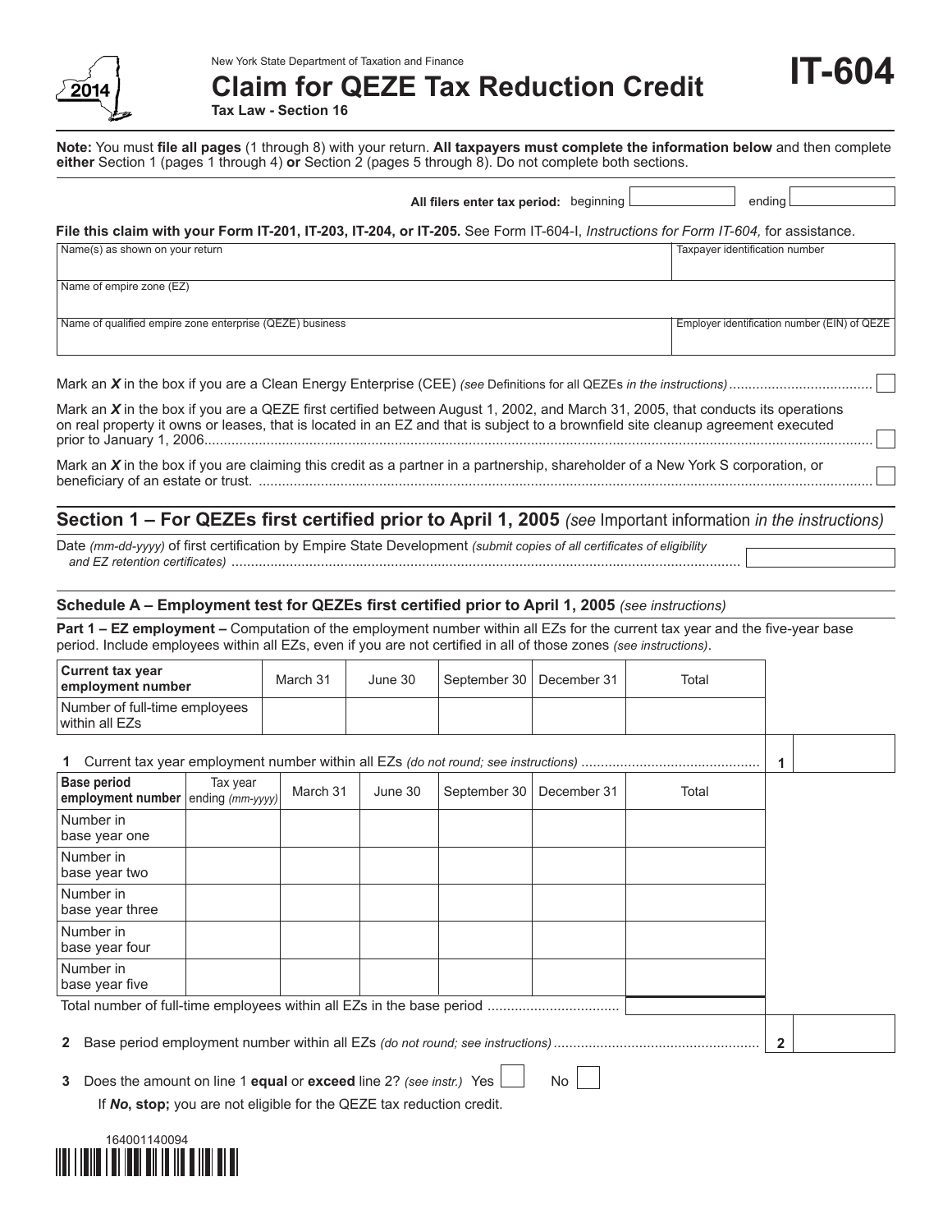New York State Department of Taxation and Finance

2014

# Claim for QEZE Tax Reduction Credit

**Tax Law - Section 16**

# IT-604

**Note:** You must **file all pages** (1 through 8) with your return. **All taxpayers must complete the information below** and then complete **either** Section 1 (pages 1 through 4) **or** Section 2 (pages 5 through 8). Do not complete both sections.

**All filers enter tax period:** beginning ________ ending ________

**File this claim with your Form IT-201, IT-203, IT-204, or IT-205.** See Form IT-604-I, *Instructions for Form IT-604,* for assistance.

| Name(s) as shown on your return | Taxpayer identification number |
|---|---|
| Name of empire zone (EZ) | |
| Name of qualified empire zone enterprise (QEZE) business | Employer identification number (EIN) of QEZE |

Mark an ***X*** in the box if you are a Clean Energy Enterprise (CEE) *(see* Definitions for all QEZEs *in the instructions)* .................................... ☐

Mark an ***X*** in the box if you are a QEZE first certified between August 1, 2002, and March 31, 2005, that conducts its operations on real property it owns or leases, that is located in an EZ and that is subject to a brownfield site cleanup agreement executed prior to January 1, 2006.......................................................................................................... ☐

Mark an ***X*** in the box if you are claiming this credit as a partner in a partnership, shareholder of a New York S corporation, or beneficiary of an estate or trust. ........................................................................................................ ☐

## Section 1 – For QEZEs first certified prior to April 1, 2005 *(see* Important information *in the instructions)*

Date *(mm-dd-yyyy)* of first certification by Empire State Development *(submit copies of all certificates of eligibility and EZ retention certificates)* .................................................................................................................. ________

### Schedule A – Employment test for QEZEs first certified prior to April 1, 2005 *(see instructions)*

**Part 1 – EZ employment –** Computation of the employment number within all EZs for the current tax year and the five-year base period. Include employees within all EZs, even if you are not certified in all of those zones *(see instructions)*.

| Current tax year employment number | March 31 | June 30 | September 30 | December 31 | Total |
|---|---|---|---|---|---|
| Number of full-time employees within all EZs | | | | | |

**1** Current tax year employment number within all EZs *(do not round; see instructions)* ............................................. **1** ________

| Base period employment number | Tax year ending *(mm-yyyy)* | March 31 | June 30 | September 30 | December 31 | Total |
|---|---|---|---|---|---|---|
| Number in base year one | | | | | | |
| Number in base year two | | | | | | |
| Number in base year three | | | | | | |
| Number in base year four | | | | | | |
| Number in base year five | | | | | | |
| Total number of full-time employees within all EZs in the base period ................................. | | | | | | |

**2** Base period employment number within all EZs *(do not round; see instructions)* .................................................... **2** ________

**3** Does the amount on line 1 **equal** or **exceed** line 2? *(see instr.)* Yes ☐ No ☐

If ***No*, stop;** you are not eligible for the QEZE tax reduction credit.

164001140094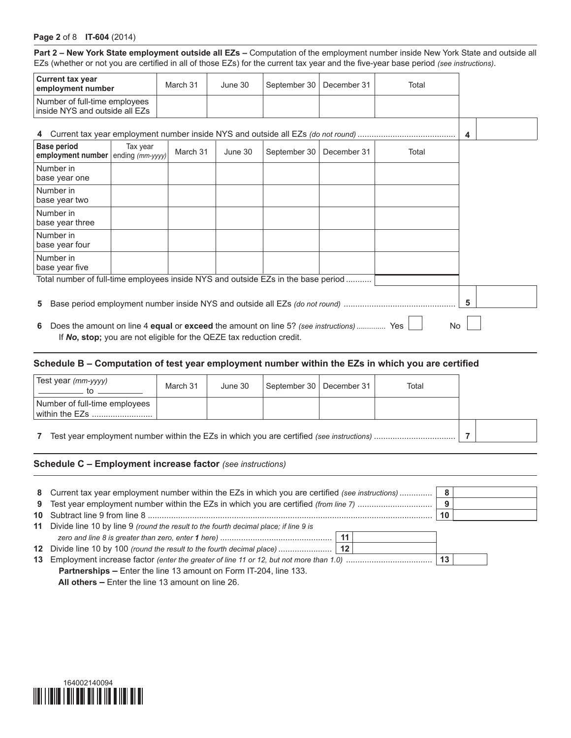**Part 2 – New York State employment outside all EZs –** Computation of the employment number inside New York State and outside all EZs (whether or not you are certified in all of those EZs) for the current tax year and the five-year base period *(see instructions)*.

| Current tax year employment number | March 31 | June 30 | September 30 | December 31 | Total |
|---|---|---|---|---|---|
| Number of full-time employees inside NYS and outside all EZs | | | | | |

**4** Current tax year employment number inside NYS and outside all EZs *(do not round)* .......... **4** ______

| Base period employment number | Tax year ending *(mm-yyyy)* | March 31 | June 30 | September 30 | December 31 | Total |
|---|---|---|---|---|---|---|
| Number in base year one | | | | | | |
| Number in base year two | | | | | | |
| Number in base year three | | | | | | |
| Number in base year four | | | | | | |
| Number in base year five | | | | | | |
| Total number of full-time employees inside NYS and outside EZs in the base period | | | | | | |

**5** Base period employment number inside NYS and outside all EZs *(do not round)* .......... **5** ______

**6** Does the amount on line 4 **equal** or **exceed** the amount on line 5? *(see instructions)* .......... Yes ☐ No ☐

If ***No*, stop;** you are not eligible for the QEZE tax reduction credit.

## Schedule B – Computation of test year employment number within the EZs in which you are certified

| Test year *(mm-yyyy)* ______ to ______ | March 31 | June 30 | September 30 | December 31 | Total |
|---|---|---|---|---|---|
| Number of full-time employees within the EZs .......... | | | | | |

**7** Test year employment number within the EZs in which you are certified *(see instructions)* .......... **7** ______

## Schedule C – Employment increase factor *(see instructions)*

**8** Current tax year employment number within the EZs in which you are certified *(see instructions)* .......... **8** ______

**9** Test year employment number within the EZs in which you are certified *(from line 7)* .......... **9** ______

**10** Subtract line 9 from line 8 .......... **10** ______

**11** Divide line 10 by line 9 *(round the result to the fourth decimal place; if line 9 is zero and line 8 is greater than zero, enter **1** here)* .......... **11** ______

**12** Divide line 10 by 100 *(round the result to the fourth decimal place)* .......... **12** ______

**13** Employment increase factor *(enter the greater of line 11 or 12, but not more than 1.0)* .......... **13** ______

**Partnerships –** Enter the line 13 amount on Form IT-204, line 133.

**All others –** Enter the line 13 amount on line 26.

164002140094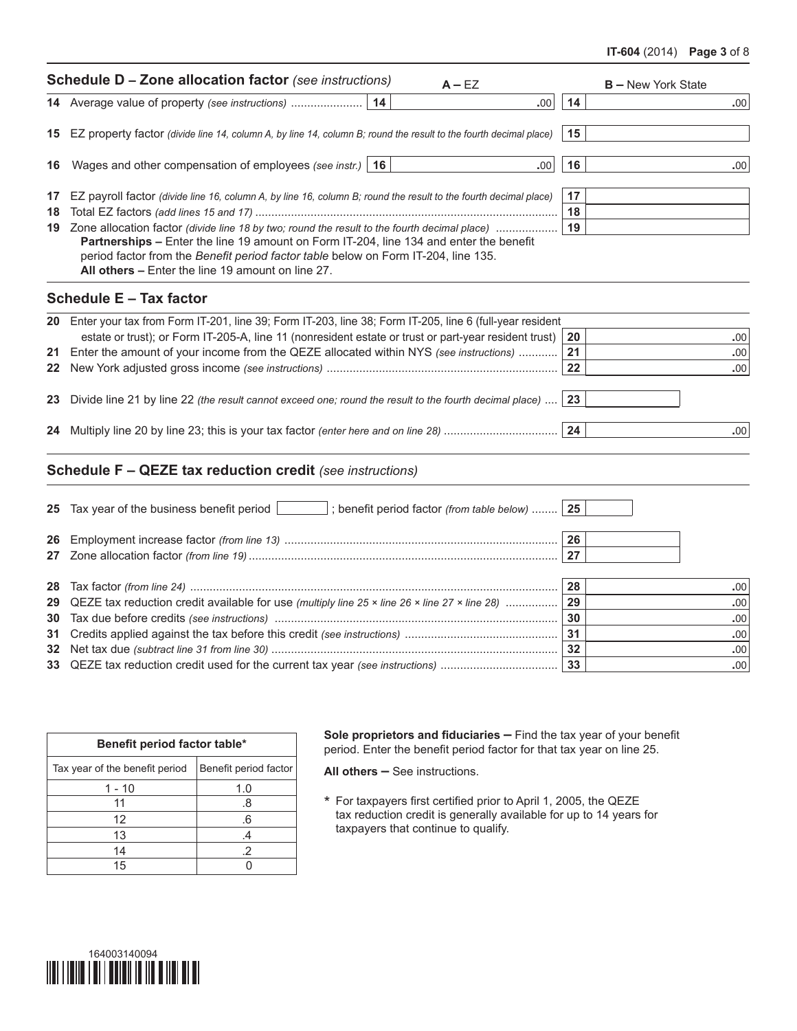## Schedule D – Zone allocation factor *(see instructions)*

| Line | Description | A – EZ | B – New York State |
|---|---|---|---|
| 14 | Average value of property *(see instructions)* | .00 | .00 |
| 15 | EZ property factor *(divide line 14, column A, by line 14, column B; round the result to the fourth decimal place)* | | |
| 16 | Wages and other compensation of employees *(see instr.)* | .00 | .00 |
| 17 | EZ payroll factor *(divide line 16, column A, by line 16, column B; round the result to the fourth decimal place)* | | |
| 18 | Total EZ factors *(add lines 15 and 17)* | | |
| 19 | Zone allocation factor *(divide line 18 by two; round the result to the fourth decimal place)* | | |

**Partnerships –** Enter the line 19 amount on Form IT-204, line 134 and enter the benefit period factor from the *Benefit period factor table* below on Form IT-204, line 135.
**All others –** Enter the line 19 amount on line 27.

## Schedule E – Tax factor

| Line | Description | Amount |
|---|---|---|
| 20 | Enter your tax from Form IT-201, line 39; Form IT-203, line 38; Form IT-205, line 6 (full-year resident estate or trust); or Form IT-205-A, line 11 (nonresident estate or trust or part-year resident trust) | .00 |
| 21 | Enter the amount of your income from the QEZE allocated within NYS *(see instructions)* | .00 |
| 22 | New York adjusted gross income *(see instructions)* | .00 |
| 23 | Divide line 21 by line 22 *(the result cannot exceed one; round the result to the fourth decimal place)* | |
| 24 | Multiply line 20 by line 23; this is your tax factor *(enter here and on line 28)* | .00 |

## Schedule F – QEZE tax reduction credit *(see instructions)*

| Line | Description | Amount |
|---|---|---|
| 25 | Tax year of the business benefit period ______ ; benefit period factor *(from table below)* | |
| 26 | Employment increase factor *(from line 13)* | |
| 27 | Zone allocation factor *(from line 19)* | |
| 28 | Tax factor *(from line 24)* | .00 |
| 29 | QEZE tax reduction credit available for use *(multiply line 25 × line 26 × line 27 × line 28)* | .00 |
| 30 | Tax due before credits *(see instructions)* | .00 |
| 31 | Credits applied against the tax before this credit *(see instructions)* | .00 |
| 32 | Net tax due *(subtract line 31 from line 30)* | .00 |
| 33 | QEZE tax reduction credit used for the current tax year *(see instructions)* | .00 |

**Benefit period factor table***

| Tax year of the benefit period | Benefit period factor |
|---|---|
| 1 - 10 | 1.0 |
| 11 | .8 |
| 12 | .6 |
| 13 | .4 |
| 14 | .2 |
| 15 | 0 |

**Sole proprietors and fiduciaries –** Find the tax year of your benefit period. Enter the benefit period factor for that tax year on line 25.

**All others –** See instructions.

\* For taxpayers first certified prior to April 1, 2005, the QEZE tax reduction credit is generally available for up to 14 years for taxpayers that continue to qualify.

164003140094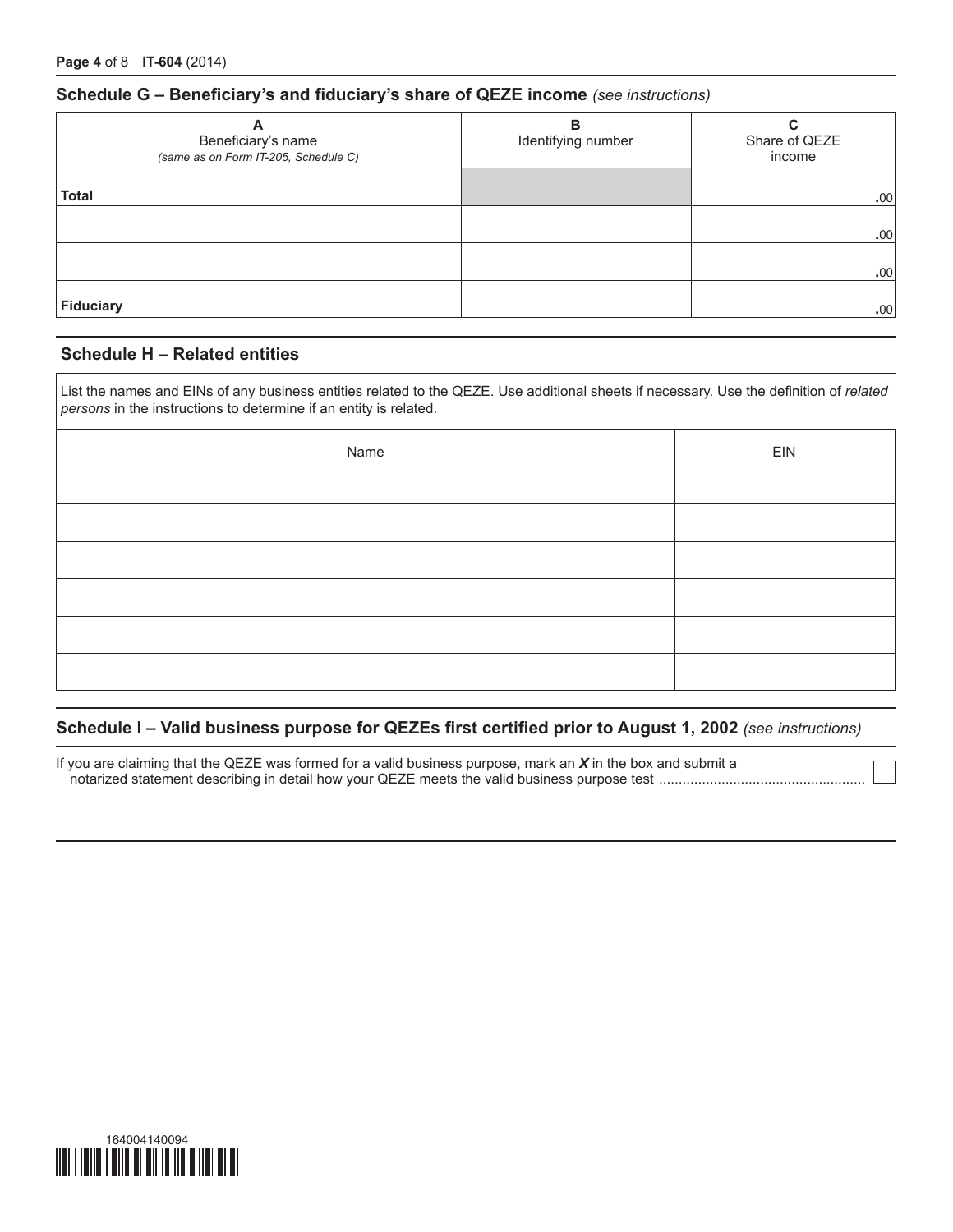## Schedule G – Beneficiary's and fiduciary's share of QEZE income *(see instructions)*

| A<br>Beneficiary's name<br>*(same as on Form IT-205, Schedule C)* | B<br>Identifying number | C<br>Share of QEZE income |
|---|---|---|
| **Total** | | .00 |
| | | .00 |
| | | .00 |
| **Fiduciary** | | .00 |

## Schedule H – Related entities

List the names and EINs of any business entities related to the QEZE. Use additional sheets if necessary. Use the definition of *related persons* in the instructions to determine if an entity is related.

| Name | EIN |
|---|---|
| | |
| | |
| | |
| | |
| | |
| | |

## Schedule I – Valid business purpose for QEZEs first certified prior to August 1, 2002 *(see instructions)*

If you are claiming that the QEZE was formed for a valid business purpose, mark an ***X*** in the box and submit a notarized statement describing in detail how your QEZE meets the valid business purpose test .................................................... ☐

164004140094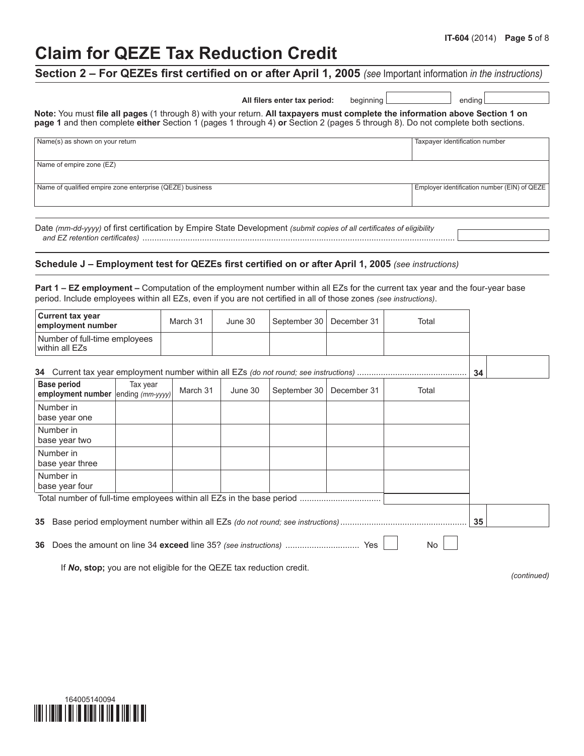# Claim for QEZE Tax Reduction Credit

## Section 2 – For QEZEs first certified on or after April 1, 2005 *(see* Important information *in the instructions)*

**All filers enter tax period:** beginning ____________ ending ____________

**Note:** You must **file all pages** (1 through 8) with your return. **All taxpayers must complete the information above Section 1 on page 1** and then complete **either** Section 1 (pages 1 through 4) **or** Section 2 (pages 5 through 8). Do not complete both sections.

| Name(s) as shown on your return | Taxpayer identification number |
|---|---|
| Name of empire zone (EZ) | |
| Name of qualified empire zone enterprise (QEZE) business | Employer identification number (EIN) of QEZE |

Date *(mm-dd-yyyy)* of first certification by Empire State Development *(submit copies of all certificates of eligibility and EZ retention certificates)* ..........

### Schedule J – Employment test for QEZEs first certified on or after April 1, 2005 *(see instructions)*

**Part 1 – EZ employment –** Computation of the employment number within all EZs for the current tax year and the four-year base period. Include employees within all EZs, even if you are not certified in all of those zones *(see instructions)*.

| Current tax year employment number | March 31 | June 30 | September 30 | December 31 | Total |
|---|---|---|---|---|---|
| Number of full-time employees within all EZs | | | | | |

**34** Current tax year employment number within all EZs *(do not round; see instructions)* .......... **34**

| Base period employment number | Tax year ending *(mm-yyyy)* | March 31 | June 30 | September 30 | December 31 | Total |
|---|---|---|---|---|---|---|
| Number in base year one | | | | | | |
| Number in base year two | | | | | | |
| Number in base year three | | | | | | |
| Number in base year four | | | | | | |
| Total number of full-time employees within all EZs in the base period | | | | | | |

**35** Base period employment number within all EZs *(do not round; see instructions)* .......... **35**

**36** Does the amount on line 34 **exceed** line 35? *(see instructions)* .......... Yes ☐ No ☐

If ***No***, **stop;** you are not eligible for the QEZE tax reduction credit.

*(continued)*

164005140094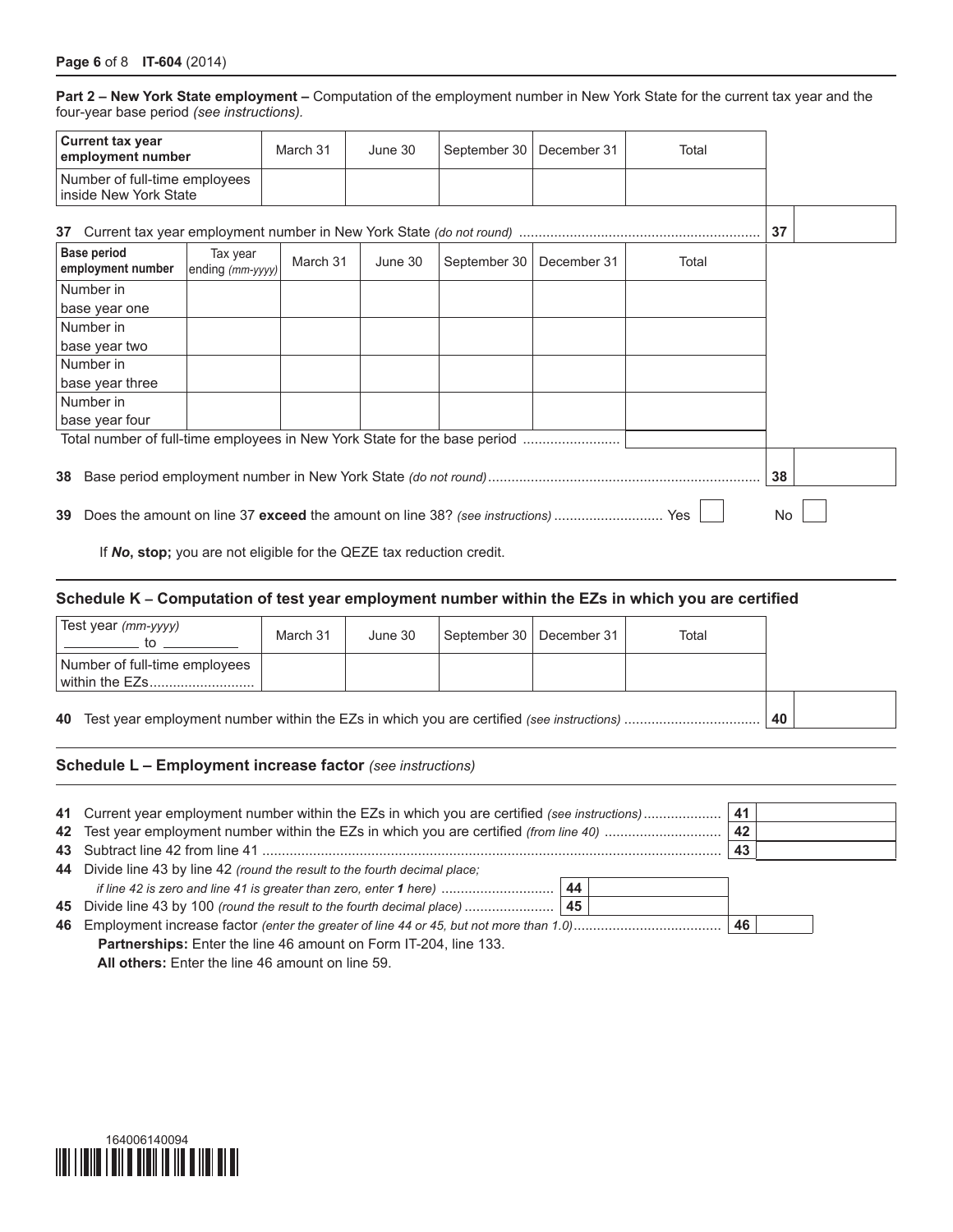**Part 2 – New York State employment –** Computation of the employment number in New York State for the current tax year and the four-year base period *(see instructions).*

| Current tax year employment number | March 31 | June 30 | September 30 | December 31 | Total |
|---|---|---|---|---|---|
| Number of full-time employees inside New York State | | | | | |

**37** Current tax year employment number in New York State *(do not round)* .......... **37**

| Base period employment number | Tax year ending *(mm-yyyy)* | March 31 | June 30 | September 30 | December 31 | Total |
|---|---|---|---|---|---|---|
| Number in base year one | | | | | | |
| Number in base year two | | | | | | |
| Number in base year three | | | | | | |
| Number in base year four | | | | | | |
| Total number of full-time employees in New York State for the base period | | | | | | |

**38** Base period employment number in New York State *(do not round)* .......... **38**

**39** Does the amount on line 37 **exceed** the amount on line 38? *(see instructions)* .......... Yes ☐ No ☐

If ***No*, stop;** you are not eligible for the QEZE tax reduction credit.

## Schedule K – Computation of test year employment number within the EZs in which you are certified

| Test year *(mm-yyyy)* ________ to ________ | March 31 | June 30 | September 30 | December 31 | Total |
|---|---|---|---|---|---|
| Number of full-time employees within the EZs.......... | | | | | |

**40** Test year employment number within the EZs in which you are certified *(see instructions)* .......... **40**

## Schedule L – Employment increase factor *(see instructions)*

**41** Current year employment number within the EZs in which you are certified *(see instructions)* .......... **41**

**42** Test year employment number within the EZs in which you are certified *(from line 40)* .......... **42**

**43** Subtract line 42 from line 41 .......... **43**

**44** Divide line 43 by line 42 *(round the result to the fourth decimal place; if line 42 is zero and line 41 is greater than zero, enter **1** here)* .......... **44**

**45** Divide line 43 by 100 *(round the result to the fourth decimal place)* .......... **45**

**46** Employment increase factor *(enter the greater of line 44 or 45, but not more than 1.0)* .......... **46**

**Partnerships:** Enter the line 46 amount on Form IT-204, line 133.

**All others:** Enter the line 46 amount on line 59.

164006140094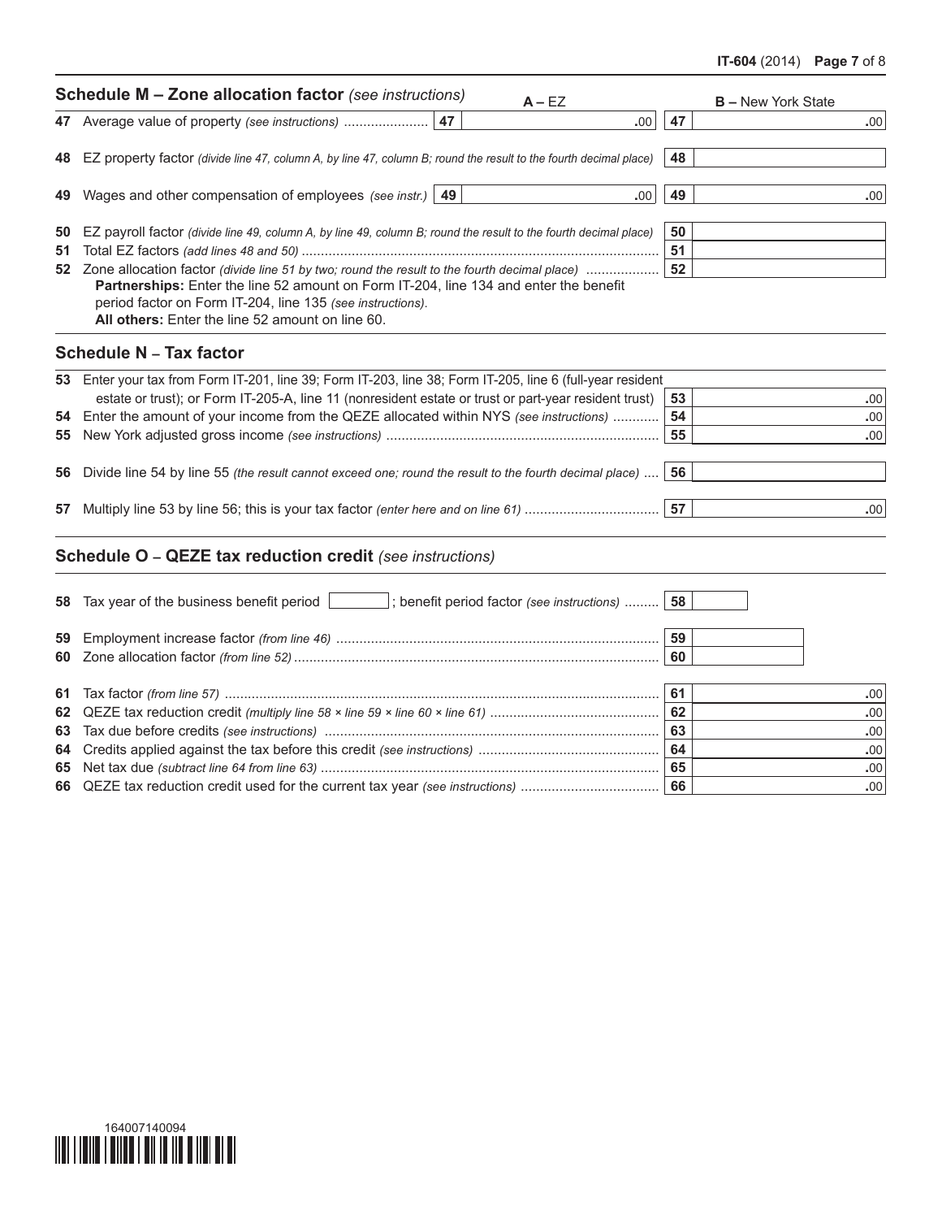## Schedule M – Zone allocation factor *(see instructions)*

| Line | Description | A – EZ | | B – New York State |
|---|---|---|---|---|
| 47 | Average value of property *(see instructions)* | .00 | 47 | .00 |
| 48 | EZ property factor *(divide line 47, column A, by line 47, column B; round the result to the fourth decimal place)* | | 48 | |
| 49 | Wages and other compensation of employees *(see instr.)* | .00 | 49 | .00 |
| 50 | EZ payroll factor *(divide line 49, column A, by line 49, column B; round the result to the fourth decimal place)* | | 50 | |
| 51 | Total EZ factors *(add lines 48 and 50)* | | 51 | |
| 52 | Zone allocation factor *(divide line 51 by two; round the result to the fourth decimal place)* | | 52 | |

**Partnerships:** Enter the line 52 amount on Form IT-204, line 134 and enter the benefit period factor on Form IT-204, line 135 *(see instructions)*.
**All others:** Enter the line 52 amount on line 60.

## Schedule N – Tax factor

| Line | Description | | Amount |
|---|---|---|---|
| 53 | Enter your tax from Form IT-201, line 39; Form IT-203, line 38; Form IT-205, line 6 (full-year resident estate or trust); or Form IT-205-A, line 11 (nonresident estate or trust or part-year resident trust) | 53 | .00 |
| 54 | Enter the amount of your income from the QEZE allocated within NYS *(see instructions)* | 54 | .00 |
| 55 | New York adjusted gross income *(see instructions)* | 55 | .00 |
| 56 | Divide line 54 by line 55 *(the result cannot exceed one; round the result to the fourth decimal place)* | 56 | |
| 57 | Multiply line 53 by line 56; this is your tax factor *(enter here and on line 61)* | 57 | .00 |

## Schedule O – QEZE tax reduction credit *(see instructions)*

| Line | Description | | Amount |
|---|---|---|---|
| 58 | Tax year of the business benefit period ______ ; benefit period factor *(see instructions)* | 58 | |
| 59 | Employment increase factor *(from line 46)* | 59 | |
| 60 | Zone allocation factor *(from line 52)* | 60 | |
| 61 | Tax factor *(from line 57)* | 61 | .00 |
| 62 | QEZE tax reduction credit *(multiply line 58 × line 59 × line 60 × line 61)* | 62 | .00 |
| 63 | Tax due before credits *(see instructions)* | 63 | .00 |
| 64 | Credits applied against the tax before this credit *(see instructions)* | 64 | .00 |
| 65 | Net tax due *(subtract line 64 from line 63)* | 65 | .00 |
| 66 | QEZE tax reduction credit used for the current tax year *(see instructions)* | 66 | .00 |

164007140094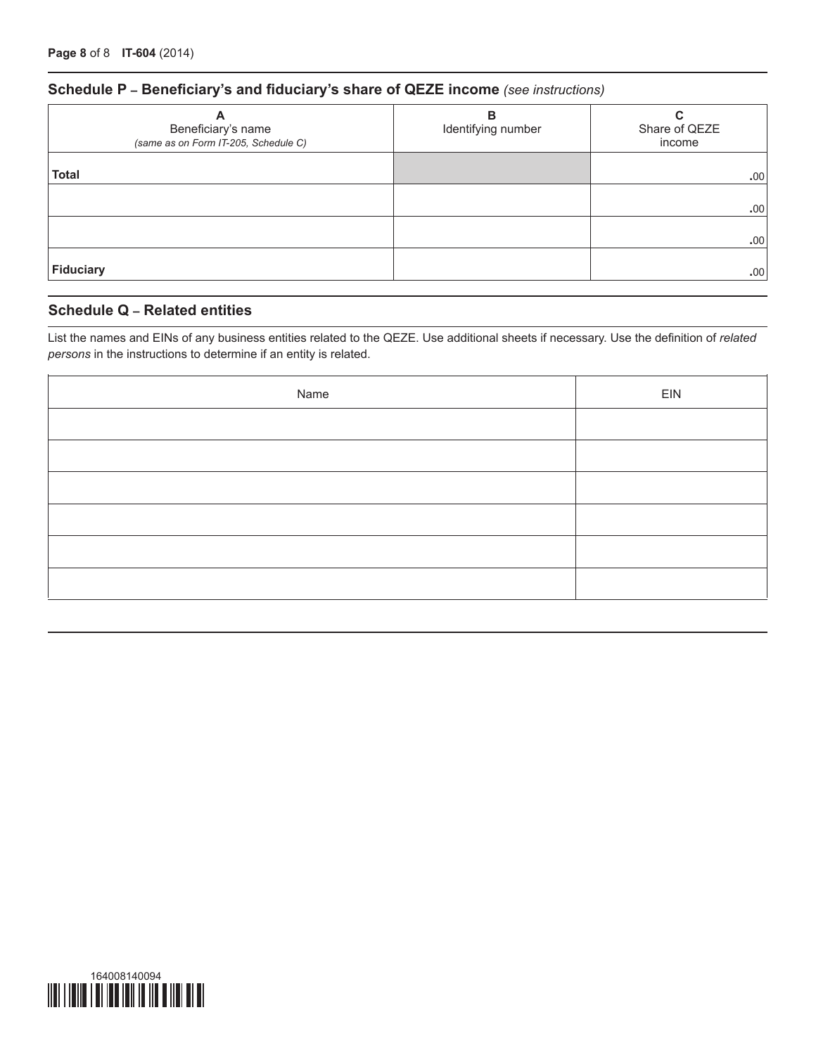## Schedule P – Beneficiary's and fiduciary's share of QEZE income *(see instructions)*

| A<br>Beneficiary's name<br>*(same as on Form IT-205, Schedule C)* | B<br>Identifying number | C<br>Share of QEZE income |
|---|---|---|
| **Total** | | .00 |
| | | .00 |
| | | .00 |
| **Fiduciary** | | .00 |

## Schedule Q – Related entities

List the names and EINs of any business entities related to the QEZE. Use additional sheets if necessary. Use the definition of *related persons* in the instructions to determine if an entity is related.

| Name | EIN |
|---|---|
| | |
| | |
| | |
| | |
| | |
| | |

164008140094